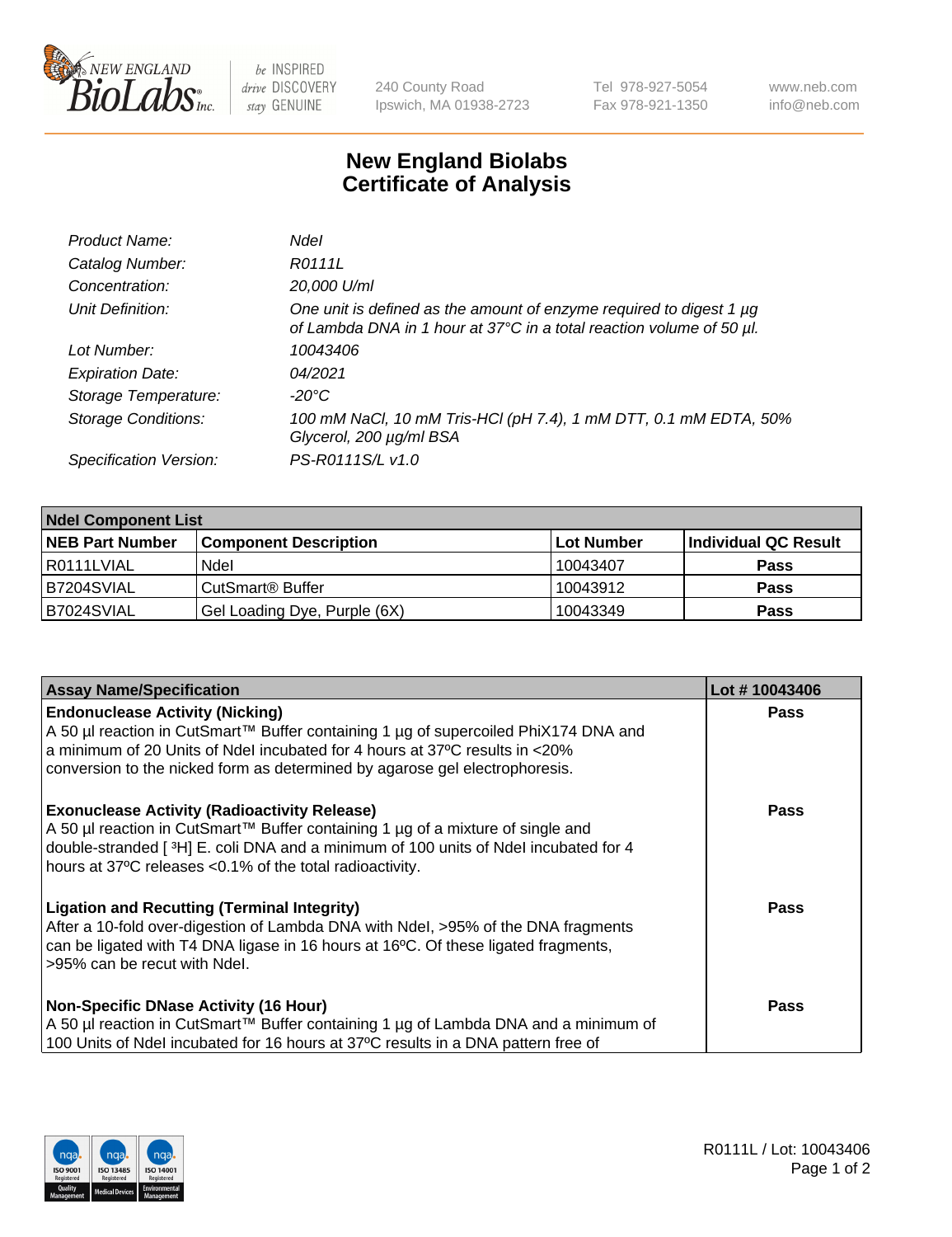# New England Biolabs Certificate of Analysis

| | |
|---|---|
| *Product Name:* | *NdeI* |
| *Catalog Number:* | *R0111L* |
| *Concentration:* | *20,000 U/ml* |
| *Unit Definition:* | *One unit is defined as the amount of enzyme required to digest 1 µg of Lambda DNA in 1 hour at 37°C in a total reaction volume of 50 µl.* |
| *Lot Number:* | *10043406* |
| *Expiration Date:* | *04/2021* |
| *Storage Temperature:* | *-20°C* |
| *Storage Conditions:* | *100 mM NaCl, 10 mM Tris-HCl (pH 7.4), 1 mM DTT, 0.1 mM EDTA, 50% Glycerol, 200 µg/ml BSA* |
| *Specification Version:* | *PS-R0111S/L v1.0* |

| NdeI Component List | | | |
|---|---|---|---|
| **NEB Part Number** | **Component Description** | **Lot Number** | **Individual QC Result** |
| R0111LVIAL | NdeI | 10043407 | **Pass** |
| B7204SVIAL | CutSmart® Buffer | 10043912 | **Pass** |
| B7024SVIAL | Gel Loading Dye, Purple (6X) | 10043349 | **Pass** |

| Assay Name/Specification | Lot # 10043406 |
|---|---|
| **Endonuclease Activity (Nicking)** A 50 µl reaction in CutSmart™ Buffer containing 1 µg of supercoiled PhiX174 DNA and a minimum of 20 Units of NdeI incubated for 4 hours at 37ºC results in <20% conversion to the nicked form as determined by agarose gel electrophoresis. | **Pass** |
| **Exonuclease Activity (Radioactivity Release)** A 50 µl reaction in CutSmart™ Buffer containing 1 µg of a mixture of single and double-stranded [ $^{3}$H] E. coli DNA and a minimum of 100 units of NdeI incubated for 4 hours at 37ºC releases <0.1% of the total radioactivity. | **Pass** |
| **Ligation and Recutting (Terminal Integrity)** After a 10-fold over-digestion of Lambda DNA with NdeI, >95% of the DNA fragments can be ligated with T4 DNA ligase in 16 hours at 16ºC. Of these ligated fragments, >95% can be recut with NdeI. | **Pass** |
| **Non-Specific DNase Activity (16 Hour)** A 50 µl reaction in CutSmart™ Buffer containing 1 µg of Lambda DNA and a minimum of 100 Units of NdeI incubated for 16 hours at 37ºC results in a DNA pattern free of | **Pass** |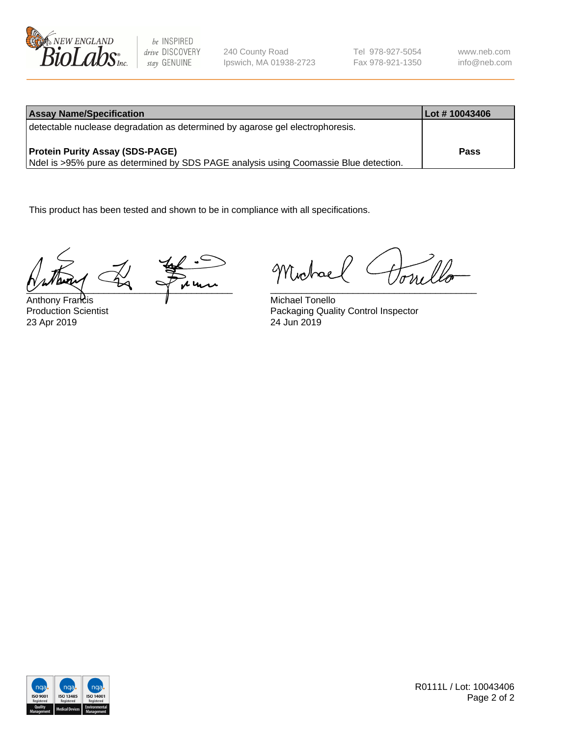| Assay Name/Specification | Lot # 10043406 |
| --- | --- |
| detectable nuclease degradation as determined by agarose gel electrophoresis. | |
| **Protein Purity Assay (SDS-PAGE)**<br>NdeI is >95% pure as determined by SDS PAGE analysis using Coomassie Blue detection. | **Pass** |

This product has been tested and shown to be in compliance with all specifications.

Anthony Francis
Production Scientist
23 Apr 2019

Michael Tonello
Packaging Quality Control Inspector
24 Jun 2019

R0111L / Lot: 10043406